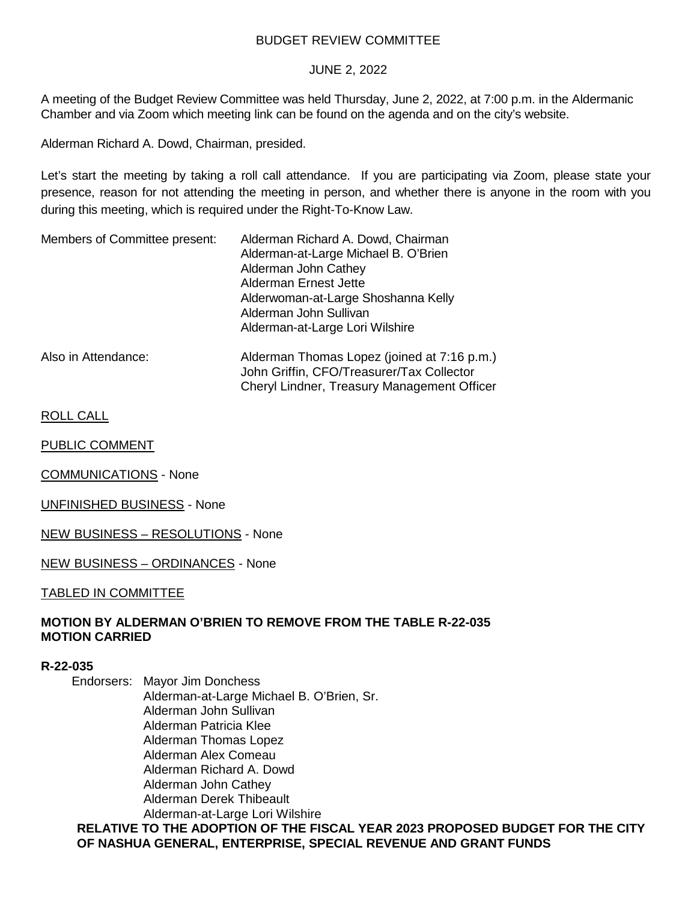BUDGET REVIEW COMMITTEE

JUNE 2, 2022

A meeting of the Budget Review Committee was held Thursday, June 2, 2022, at 7:00 p.m. in the Aldermanic Chamber and via Zoom which meeting link can be found on the agenda and on the city's website.

Alderman Richard A. Dowd, Chairman, presided.

Let's start the meeting by taking a roll call attendance. If you are participating via Zoom, please state your presence, reason for not attending the meeting in person, and whether there is anyone in the room with you during this meeting, which is required under the Right-To-Know Law.

Members of Committee present:
Alderman Richard A. Dowd, Chairman
Alderman-at-Large Michael B. O'Brien
Alderman John Cathey
Alderman Ernest Jette
Alderwoman-at-Large Shoshanna Kelly
Alderman John Sullivan
Alderman-at-Large Lori Wilshire

Also in Attendance:
Alderman Thomas Lopez (joined at 7:16 p.m.)
John Griffin, CFO/Treasurer/Tax Collector
Cheryl Lindner, Treasury Management Officer

ROLL CALL

PUBLIC COMMENT

COMMUNICATIONS - None

UNFINISHED BUSINESS - None

NEW BUSINESS – RESOLUTIONS - None

NEW BUSINESS – ORDINANCES - None

TABLED IN COMMITTEE

**MOTION BY ALDERMAN O'BRIEN TO REMOVE FROM THE TABLE R-22-035**
**MOTION CARRIED**

**R-22-035**

Endorsers:
Mayor Jim Donchess
Alderman-at-Large Michael B. O'Brien, Sr.
Alderman John Sullivan
Alderman Patricia Klee
Alderman Thomas Lopez
Alderman Alex Comeau
Alderman Richard A. Dowd
Alderman John Cathey
Alderman Derek Thibeault
Alderman-at-Large Lori Wilshire

**RELATIVE TO THE ADOPTION OF THE FISCAL YEAR 2023 PROPOSED BUDGET FOR THE CITY OF NASHUA GENERAL, ENTERPRISE, SPECIAL REVENUE AND GRANT FUNDS**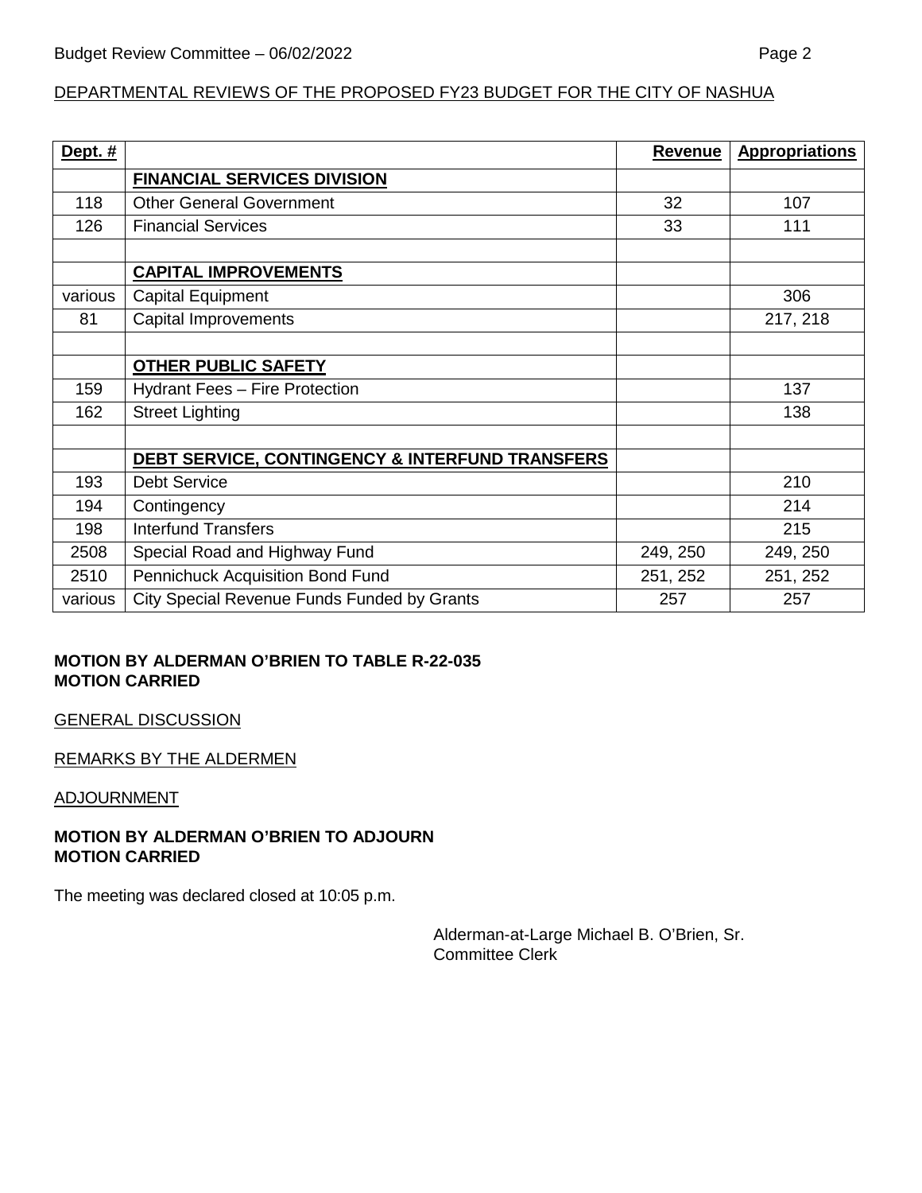DEPARTMENTAL REVIEWS OF THE PROPOSED FY23 BUDGET FOR THE CITY OF NASHUA

| Dept. # | | Revenue | Appropriations |
|---|---|---|---|
| | **FINANCIAL SERVICES DIVISION** | | |
| 118 | Other General Government | 32 | 107 |
| 126 | Financial Services | 33 | 111 |
| | | | |
| | **CAPITAL IMPROVEMENTS** | | |
| various | Capital Equipment | | 306 |
| 81 | Capital Improvements | | 217, 218 |
| | | | |
| | **OTHER PUBLIC SAFETY** | | |
| 159 | Hydrant Fees – Fire Protection | | 137 |
| 162 | Street Lighting | | 138 |
| | | | |
| | **DEBT SERVICE, CONTINGENCY & INTERFUND TRANSFERS** | | |
| 193 | Debt Service | | 210 |
| 194 | Contingency | | 214 |
| 198 | Interfund Transfers | | 215 |
| 2508 | Special Road and Highway Fund | 249, 250 | 249, 250 |
| 2510 | Pennichuck Acquisition Bond Fund | 251, 252 | 251, 252 |
| various | City Special Revenue Funds Funded by Grants | 257 | 257 |

**MOTION BY ALDERMAN O'BRIEN TO TABLE R-22-035**
**MOTION CARRIED**

GENERAL DISCUSSION

REMARKS BY THE ALDERMEN

ADJOURNMENT

**MOTION BY ALDERMAN O'BRIEN TO ADJOURN**
**MOTION CARRIED**

The meeting was declared closed at 10:05 p.m.

Alderman-at-Large Michael B. O'Brien, Sr.
Committee Clerk